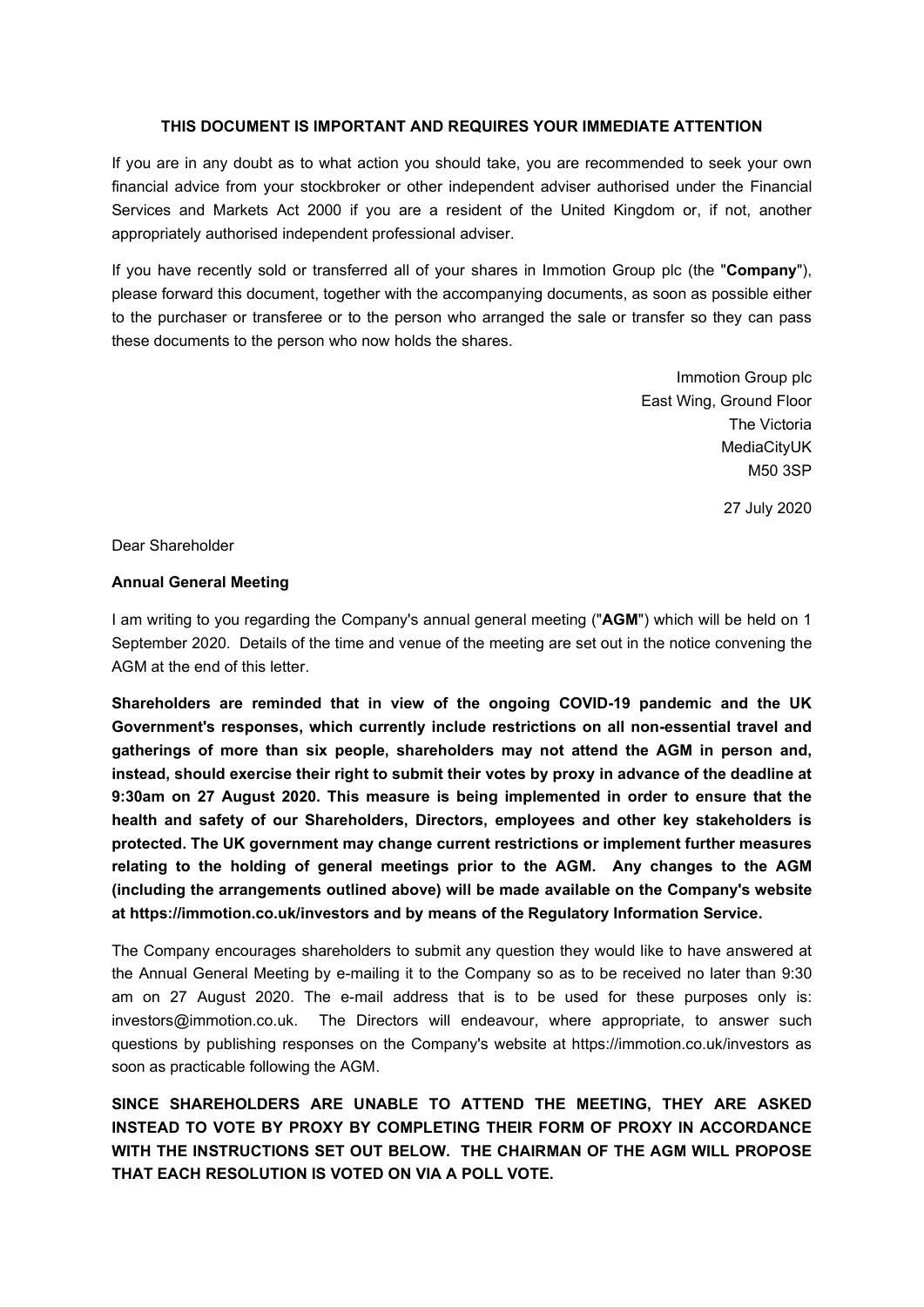**THIS DOCUMENT IS IMPORTANT AND REQUIRES YOUR IMMEDIATE ATTENTION**

If you are in any doubt as to what action you should take, you are recommended to seek your own financial advice from your stockbroker or other independent adviser authorised under the Financial Services and Markets Act 2000 if you are a resident of the United Kingdom or, if not, another appropriately authorised independent professional adviser.

If you have recently sold or transferred all of your shares in Immotion Group plc (the "**Company**"), please forward this document, together with the accompanying documents, as soon as possible either to the purchaser or transferee or to the person who arranged the sale or transfer so they can pass these documents to the person who now holds the shares.

Immotion Group plc
East Wing, Ground Floor
The Victoria
MediaCityUK
M50 3SP

27 July 2020

Dear Shareholder

**Annual General Meeting**

I am writing to you regarding the Company's annual general meeting ("**AGM**") which will be held on 1 September 2020. Details of the time and venue of the meeting are set out in the notice convening the AGM at the end of this letter.

**Shareholders are reminded that in view of the ongoing COVID-19 pandemic and the UK Government's responses, which currently include restrictions on all non-essential travel and gatherings of more than six people, shareholders may not attend the AGM in person and, instead, should exercise their right to submit their votes by proxy in advance of the deadline at 9:30am on 27 August 2020. This measure is being implemented in order to ensure that the health and safety of our Shareholders, Directors, employees and other key stakeholders is protected. The UK government may change current restrictions or implement further measures relating to the holding of general meetings prior to the AGM. Any changes to the AGM (including the arrangements outlined above) will be made available on the Company's website at https://immotion.co.uk/investors and by means of the Regulatory Information Service.**

The Company encourages shareholders to submit any question they would like to have answered at the Annual General Meeting by e-mailing it to the Company so as to be received no later than 9:30 am on 27 August 2020. The e-mail address that is to be used for these purposes only is: investors@immotion.co.uk. The Directors will endeavour, where appropriate, to answer such questions by publishing responses on the Company's website at https://immotion.co.uk/investors as soon as practicable following the AGM.

**SINCE SHAREHOLDERS ARE UNABLE TO ATTEND THE MEETING, THEY ARE ASKED INSTEAD TO VOTE BY PROXY BY COMPLETING THEIR FORM OF PROXY IN ACCORDANCE WITH THE INSTRUCTIONS SET OUT BELOW. THE CHAIRMAN OF THE AGM WILL PROPOSE THAT EACH RESOLUTION IS VOTED ON VIA A POLL VOTE.**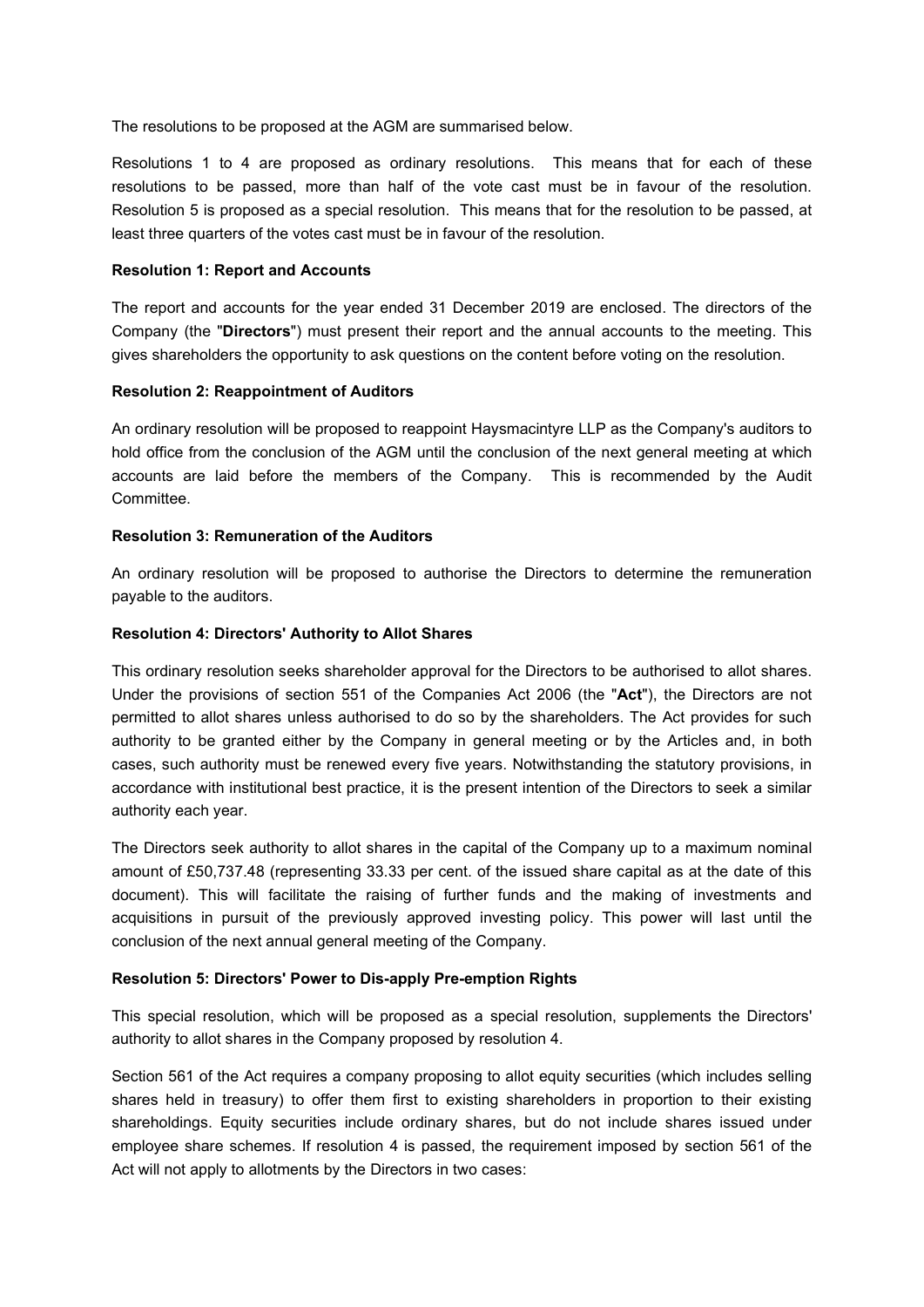The resolutions to be proposed at the AGM are summarised below.

Resolutions 1 to 4 are proposed as ordinary resolutions. This means that for each of these resolutions to be passed, more than half of the vote cast must be in favour of the resolution. Resolution 5 is proposed as a special resolution. This means that for the resolution to be passed, at least three quarters of the votes cast must be in favour of the resolution.

**Resolution 1: Report and Accounts**

The report and accounts for the year ended 31 December 2019 are enclosed. The directors of the Company (the "**Directors**") must present their report and the annual accounts to the meeting. This gives shareholders the opportunity to ask questions on the content before voting on the resolution.

**Resolution 2: Reappointment of Auditors**

An ordinary resolution will be proposed to reappoint Haysmacintyre LLP as the Company's auditors to hold office from the conclusion of the AGM until the conclusion of the next general meeting at which accounts are laid before the members of the Company. This is recommended by the Audit Committee.

**Resolution 3: Remuneration of the Auditors**

An ordinary resolution will be proposed to authorise the Directors to determine the remuneration payable to the auditors.

**Resolution 4: Directors' Authority to Allot Shares**

This ordinary resolution seeks shareholder approval for the Directors to be authorised to allot shares. Under the provisions of section 551 of the Companies Act 2006 (the "**Act**"), the Directors are not permitted to allot shares unless authorised to do so by the shareholders. The Act provides for such authority to be granted either by the Company in general meeting or by the Articles and, in both cases, such authority must be renewed every five years. Notwithstanding the statutory provisions, in accordance with institutional best practice, it is the present intention of the Directors to seek a similar authority each year.

The Directors seek authority to allot shares in the capital of the Company up to a maximum nominal amount of £50,737.48 (representing 33.33 per cent. of the issued share capital as at the date of this document). This will facilitate the raising of further funds and the making of investments and acquisitions in pursuit of the previously approved investing policy. This power will last until the conclusion of the next annual general meeting of the Company.

**Resolution 5: Directors' Power to Dis-apply Pre-emption Rights**

This special resolution, which will be proposed as a special resolution, supplements the Directors' authority to allot shares in the Company proposed by resolution 4.

Section 561 of the Act requires a company proposing to allot equity securities (which includes selling shares held in treasury) to offer them first to existing shareholders in proportion to their existing shareholdings. Equity securities include ordinary shares, but do not include shares issued under employee share schemes. If resolution 4 is passed, the requirement imposed by section 561 of the Act will not apply to allotments by the Directors in two cases: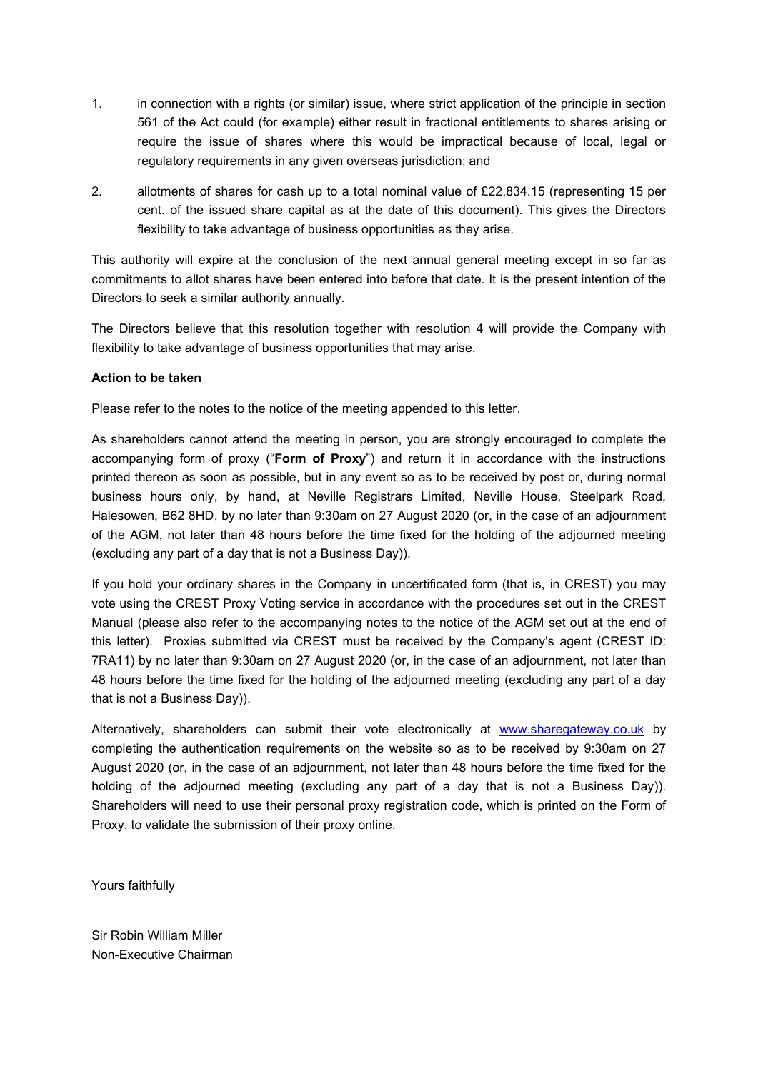1. in connection with a rights (or similar) issue, where strict application of the principle in section 561 of the Act could (for example) either result in fractional entitlements to shares arising or require the issue of shares where this would be impractical because of local, legal or regulatory requirements in any given overseas jurisdiction; and

2. allotments of shares for cash up to a total nominal value of £22,834.15 (representing 15 per cent. of the issued share capital as at the date of this document). This gives the Directors flexibility to take advantage of business opportunities as they arise.

This authority will expire at the conclusion of the next annual general meeting except in so far as commitments to allot shares have been entered into before that date. It is the present intention of the Directors to seek a similar authority annually.

The Directors believe that this resolution together with resolution 4 will provide the Company with flexibility to take advantage of business opportunities that may arise.

**Action to be taken**

Please refer to the notes to the notice of the meeting appended to this letter.

As shareholders cannot attend the meeting in person, you are strongly encouraged to complete the accompanying form of proxy ("**Form of Proxy**") and return it in accordance with the instructions printed thereon as soon as possible, but in any event so as to be received by post or, during normal business hours only, by hand, at Neville Registrars Limited, Neville House, Steelpark Road, Halesowen, B62 8HD, by no later than 9:30am on 27 August 2020 (or, in the case of an adjournment of the AGM, not later than 48 hours before the time fixed for the holding of the adjourned meeting (excluding any part of a day that is not a Business Day)).

If you hold your ordinary shares in the Company in uncertificated form (that is, in CREST) you may vote using the CREST Proxy Voting service in accordance with the procedures set out in the CREST Manual (please also refer to the accompanying notes to the notice of the AGM set out at the end of this letter). Proxies submitted via CREST must be received by the Company's agent (CREST ID: 7RA11) by no later than 9:30am on 27 August 2020 (or, in the case of an adjournment, not later than 48 hours before the time fixed for the holding of the adjourned meeting (excluding any part of a day that is not a Business Day)).

Alternatively, shareholders can submit their vote electronically at www.sharegateway.co.uk by completing the authentication requirements on the website so as to be received by 9:30am on 27 August 2020 (or, in the case of an adjournment, not later than 48 hours before the time fixed for the holding of the adjourned meeting (excluding any part of a day that is not a Business Day)). Shareholders will need to use their personal proxy registration code, which is printed on the Form of Proxy, to validate the submission of their proxy online.

Yours faithfully

Sir Robin William Miller
Non-Executive Chairman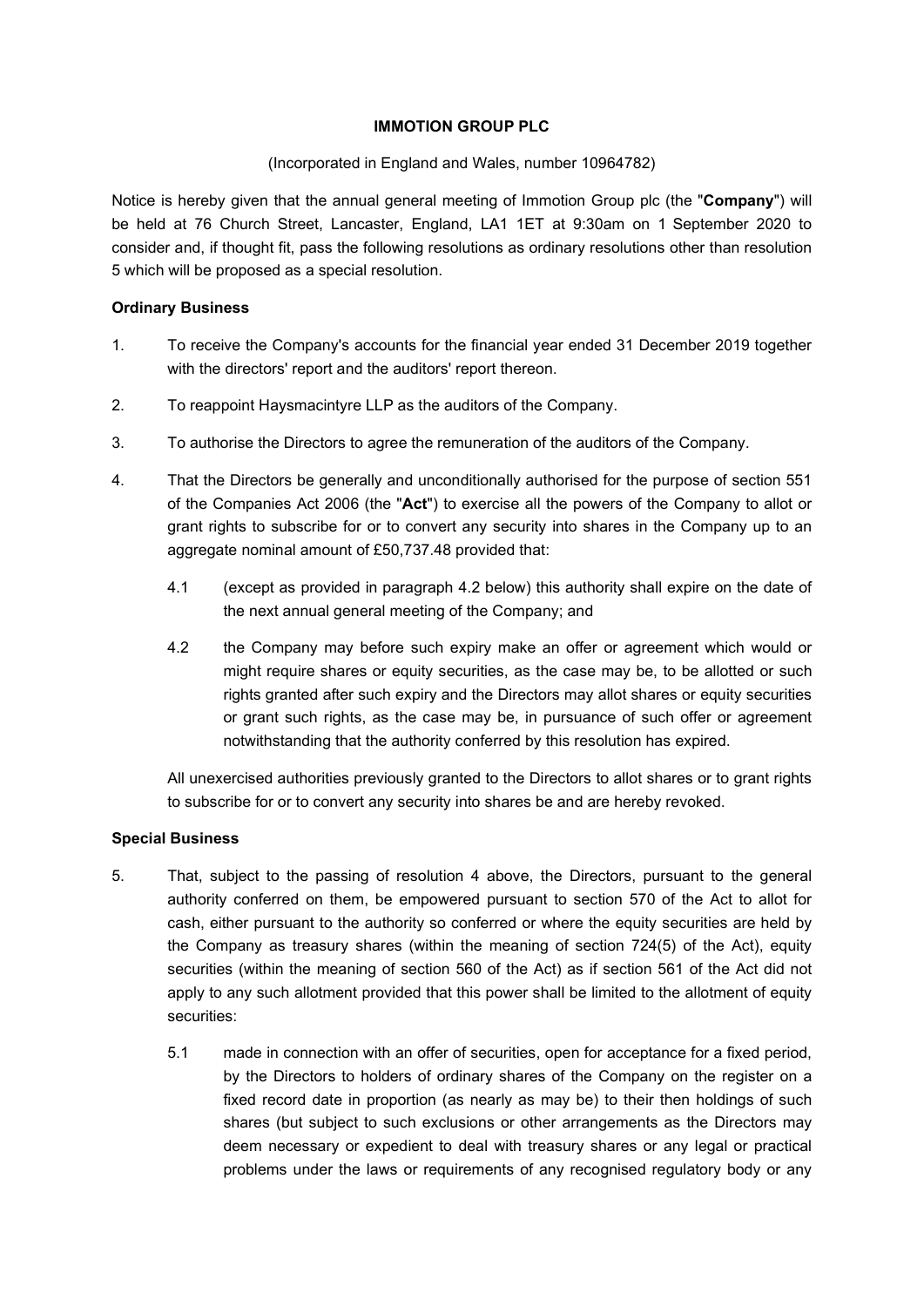**IMMOTION GROUP PLC**

(Incorporated in England and Wales, number 10964782)

Notice is hereby given that the annual general meeting of Immotion Group plc (the "**Company**") will be held at 76 Church Street, Lancaster, England, LA1 1ET at 9:30am on 1 September 2020 to consider and, if thought fit, pass the following resolutions as ordinary resolutions other than resolution 5 which will be proposed as a special resolution.

**Ordinary Business**

1. To receive the Company's accounts for the financial year ended 31 December 2019 together with the directors' report and the auditors' report thereon.

2. To reappoint Haysmacintyre LLP as the auditors of the Company.

3. To authorise the Directors to agree the remuneration of the auditors of the Company.

4. That the Directors be generally and unconditionally authorised for the purpose of section 551 of the Companies Act 2006 (the "**Act**") to exercise all the powers of the Company to allot or grant rights to subscribe for or to convert any security into shares in the Company up to an aggregate nominal amount of £50,737.48 provided that:

   4.1 (except as provided in paragraph 4.2 below) this authority shall expire on the date of the next annual general meeting of the Company; and

   4.2 the Company may before such expiry make an offer or agreement which would or might require shares or equity securities, as the case may be, to be allotted or such rights granted after such expiry and the Directors may allot shares or equity securities or grant such rights, as the case may be, in pursuance of such offer or agreement notwithstanding that the authority conferred by this resolution has expired.

   All unexercised authorities previously granted to the Directors to allot shares or to grant rights to subscribe for or to convert any security into shares be and are hereby revoked.

**Special Business**

5. That, subject to the passing of resolution 4 above, the Directors, pursuant to the general authority conferred on them, be empowered pursuant to section 570 of the Act to allot for cash, either pursuant to the authority so conferred or where the equity securities are held by the Company as treasury shares (within the meaning of section 724(5) of the Act), equity securities (within the meaning of section 560 of the Act) as if section 561 of the Act did not apply to any such allotment provided that this power shall be limited to the allotment of equity securities:

   5.1 made in connection with an offer of securities, open for acceptance for a fixed period, by the Directors to holders of ordinary shares of the Company on the register on a fixed record date in proportion (as nearly as may be) to their then holdings of such shares (but subject to such exclusions or other arrangements as the Directors may deem necessary or expedient to deal with treasury shares or any legal or practical problems under the laws or requirements of any recognised regulatory body or any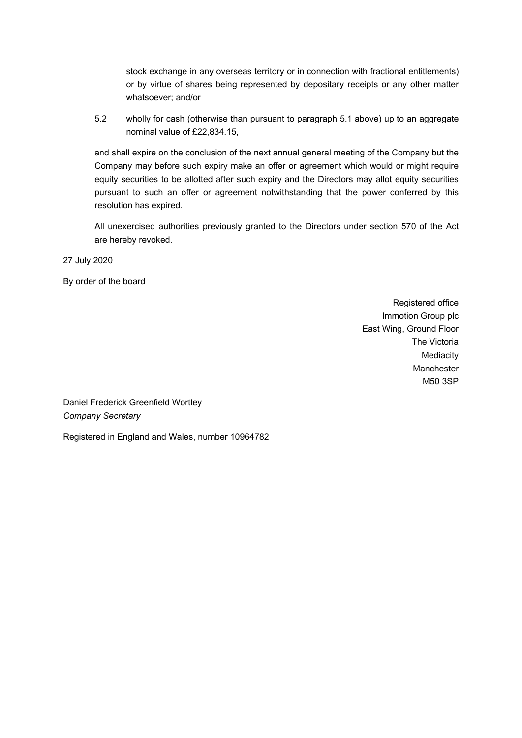stock exchange in any overseas territory or in connection with fractional entitlements) or by virtue of shares being represented by depositary receipts or any other matter whatsoever; and/or

5.2 wholly for cash (otherwise than pursuant to paragraph 5.1 above) up to an aggregate nominal value of £22,834.15,

and shall expire on the conclusion of the next annual general meeting of the Company but the Company may before such expiry make an offer or agreement which would or might require equity securities to be allotted after such expiry and the Directors may allot equity securities pursuant to such an offer or agreement notwithstanding that the power conferred by this resolution has expired.

All unexercised authorities previously granted to the Directors under section 570 of the Act are hereby revoked.

27 July 2020

By order of the board

Registered office
Immotion Group plc
East Wing, Ground Floor
The Victoria
Mediacity
Manchester
M50 3SP

Daniel Frederick Greenfield Wortley
*Company Secretary*

Registered in England and Wales, number 10964782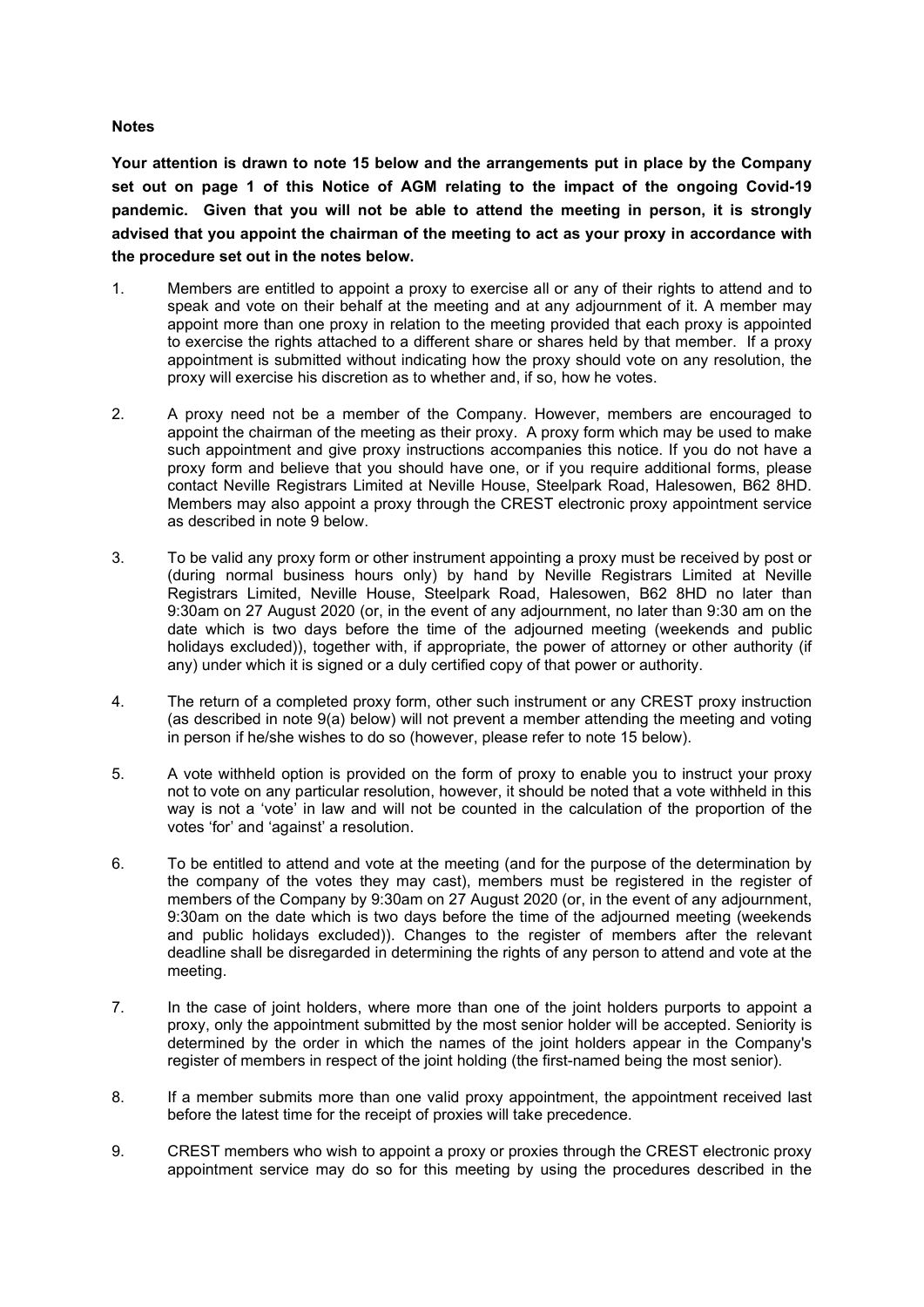**Notes**

**Your attention is drawn to note 15 below and the arrangements put in place by the Company set out on page 1 of this Notice of AGM relating to the impact of the ongoing Covid-19 pandemic. Given that you will not be able to attend the meeting in person, it is strongly advised that you appoint the chairman of the meeting to act as your proxy in accordance with the procedure set out in the notes below.**

1. Members are entitled to appoint a proxy to exercise all or any of their rights to attend and to speak and vote on their behalf at the meeting and at any adjournment of it. A member may appoint more than one proxy in relation to the meeting provided that each proxy is appointed to exercise the rights attached to a different share or shares held by that member. If a proxy appointment is submitted without indicating how the proxy should vote on any resolution, the proxy will exercise his discretion as to whether and, if so, how he votes.

2. A proxy need not be a member of the Company. However, members are encouraged to appoint the chairman of the meeting as their proxy. A proxy form which may be used to make such appointment and give proxy instructions accompanies this notice. If you do not have a proxy form and believe that you should have one, or if you require additional forms, please contact Neville Registrars Limited at Neville House, Steelpark Road, Halesowen, B62 8HD. Members may also appoint a proxy through the CREST electronic proxy appointment service as described in note 9 below.

3. To be valid any proxy form or other instrument appointing a proxy must be received by post or (during normal business hours only) by hand by Neville Registrars Limited at Neville Registrars Limited, Neville House, Steelpark Road, Halesowen, B62 8HD no later than 9:30am on 27 August 2020 (or, in the event of any adjournment, no later than 9:30 am on the date which is two days before the time of the adjourned meeting (weekends and public holidays excluded)), together with, if appropriate, the power of attorney or other authority (if any) under which it is signed or a duly certified copy of that power or authority.

4. The return of a completed proxy form, other such instrument or any CREST proxy instruction (as described in note 9(a) below) will not prevent a member attending the meeting and voting in person if he/she wishes to do so (however, please refer to note 15 below).

5. A vote withheld option is provided on the form of proxy to enable you to instruct your proxy not to vote on any particular resolution, however, it should be noted that a vote withheld in this way is not a 'vote' in law and will not be counted in the calculation of the proportion of the votes 'for' and 'against' a resolution.

6. To be entitled to attend and vote at the meeting (and for the purpose of the determination by the company of the votes they may cast), members must be registered in the register of members of the Company by 9:30am on 27 August 2020 (or, in the event of any adjournment, 9:30am on the date which is two days before the time of the adjourned meeting (weekends and public holidays excluded)). Changes to the register of members after the relevant deadline shall be disregarded in determining the rights of any person to attend and vote at the meeting.

7. In the case of joint holders, where more than one of the joint holders purports to appoint a proxy, only the appointment submitted by the most senior holder will be accepted. Seniority is determined by the order in which the names of the joint holders appear in the Company's register of members in respect of the joint holding (the first-named being the most senior).

8. If a member submits more than one valid proxy appointment, the appointment received last before the latest time for the receipt of proxies will take precedence.

9. CREST members who wish to appoint a proxy or proxies through the CREST electronic proxy appointment service may do so for this meeting by using the procedures described in the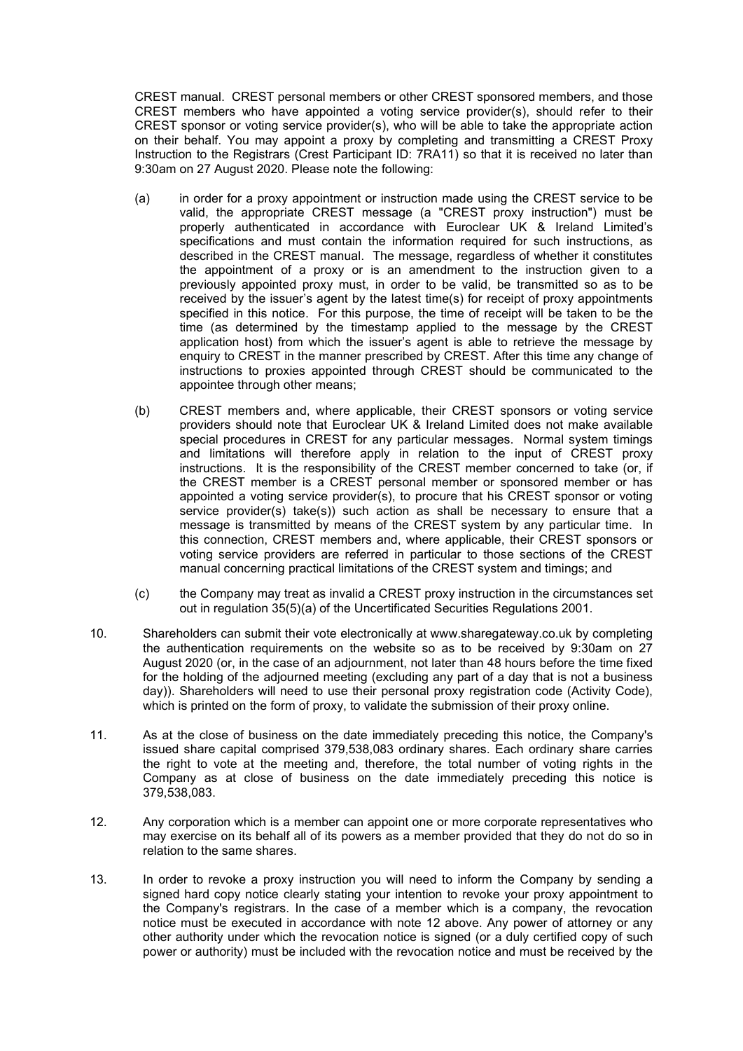CREST manual. CREST personal members or other CREST sponsored members, and those CREST members who have appointed a voting service provider(s), should refer to their CREST sponsor or voting service provider(s), who will be able to take the appropriate action on their behalf. You may appoint a proxy by completing and transmitting a CREST Proxy Instruction to the Registrars (Crest Participant ID: 7RA11) so that it is received no later than 9:30am on 27 August 2020. Please note the following:

(a) in order for a proxy appointment or instruction made using the CREST service to be valid, the appropriate CREST message (a "CREST proxy instruction") must be properly authenticated in accordance with Euroclear UK & Ireland Limited's specifications and must contain the information required for such instructions, as described in the CREST manual. The message, regardless of whether it constitutes the appointment of a proxy or is an amendment to the instruction given to a previously appointed proxy must, in order to be valid, be transmitted so as to be received by the issuer's agent by the latest time(s) for receipt of proxy appointments specified in this notice. For this purpose, the time of receipt will be taken to be the time (as determined by the timestamp applied to the message by the CREST application host) from which the issuer's agent is able to retrieve the message by enquiry to CREST in the manner prescribed by CREST. After this time any change of instructions to proxies appointed through CREST should be communicated to the appointee through other means;

(b) CREST members and, where applicable, their CREST sponsors or voting service providers should note that Euroclear UK & Ireland Limited does not make available special procedures in CREST for any particular messages. Normal system timings and limitations will therefore apply in relation to the input of CREST proxy instructions. It is the responsibility of the CREST member concerned to take (or, if the CREST member is a CREST personal member or sponsored member or has appointed a voting service provider(s), to procure that his CREST sponsor or voting service provider(s) take(s)) such action as shall be necessary to ensure that a message is transmitted by means of the CREST system by any particular time. In this connection, CREST members and, where applicable, their CREST sponsors or voting service providers are referred in particular to those sections of the CREST manual concerning practical limitations of the CREST system and timings; and

(c) the Company may treat as invalid a CREST proxy instruction in the circumstances set out in regulation 35(5)(a) of the Uncertificated Securities Regulations 2001.

10. Shareholders can submit their vote electronically at www.sharegateway.co.uk by completing the authentication requirements on the website so as to be received by 9:30am on 27 August 2020 (or, in the case of an adjournment, not later than 48 hours before the time fixed for the holding of the adjourned meeting (excluding any part of a day that is not a business day)). Shareholders will need to use their personal proxy registration code (Activity Code), which is printed on the form of proxy, to validate the submission of their proxy online.

11. As at the close of business on the date immediately preceding this notice, the Company's issued share capital comprised 379,538,083 ordinary shares. Each ordinary share carries the right to vote at the meeting and, therefore, the total number of voting rights in the Company as at close of business on the date immediately preceding this notice is 379,538,083.

12. Any corporation which is a member can appoint one or more corporate representatives who may exercise on its behalf all of its powers as a member provided that they do not do so in relation to the same shares.

13. In order to revoke a proxy instruction you will need to inform the Company by sending a signed hard copy notice clearly stating your intention to revoke your proxy appointment to the Company's registrars. In the case of a member which is a company, the revocation notice must be executed in accordance with note 12 above. Any power of attorney or any other authority under which the revocation notice is signed (or a duly certified copy of such power or authority) must be included with the revocation notice and must be received by the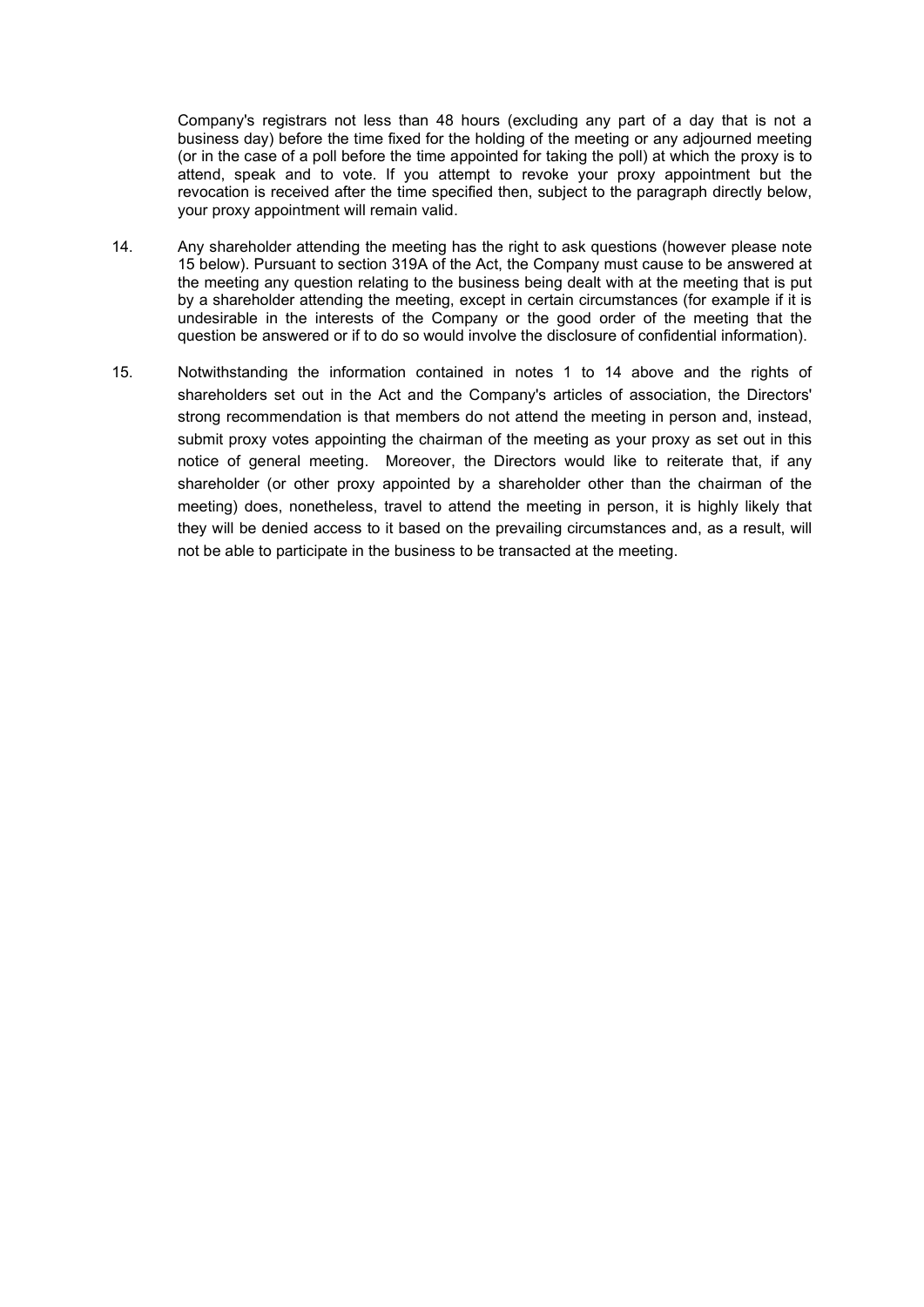Company's registrars not less than 48 hours (excluding any part of a day that is not a business day) before the time fixed for the holding of the meeting or any adjourned meeting (or in the case of a poll before the time appointed for taking the poll) at which the proxy is to attend, speak and to vote. If you attempt to revoke your proxy appointment but the revocation is received after the time specified then, subject to the paragraph directly below, your proxy appointment will remain valid.

14. Any shareholder attending the meeting has the right to ask questions (however please note 15 below). Pursuant to section 319A of the Act, the Company must cause to be answered at the meeting any question relating to the business being dealt with at the meeting that is put by a shareholder attending the meeting, except in certain circumstances (for example if it is undesirable in the interests of the Company or the good order of the meeting that the question be answered or if to do so would involve the disclosure of confidential information).

15. Notwithstanding the information contained in notes 1 to 14 above and the rights of shareholders set out in the Act and the Company's articles of association, the Directors' strong recommendation is that members do not attend the meeting in person and, instead, submit proxy votes appointing the chairman of the meeting as your proxy as set out in this notice of general meeting. Moreover, the Directors would like to reiterate that, if any shareholder (or other proxy appointed by a shareholder other than the chairman of the meeting) does, nonetheless, travel to attend the meeting in person, it is highly likely that they will be denied access to it based on the prevailing circumstances and, as a result, will not be able to participate in the business to be transacted at the meeting.